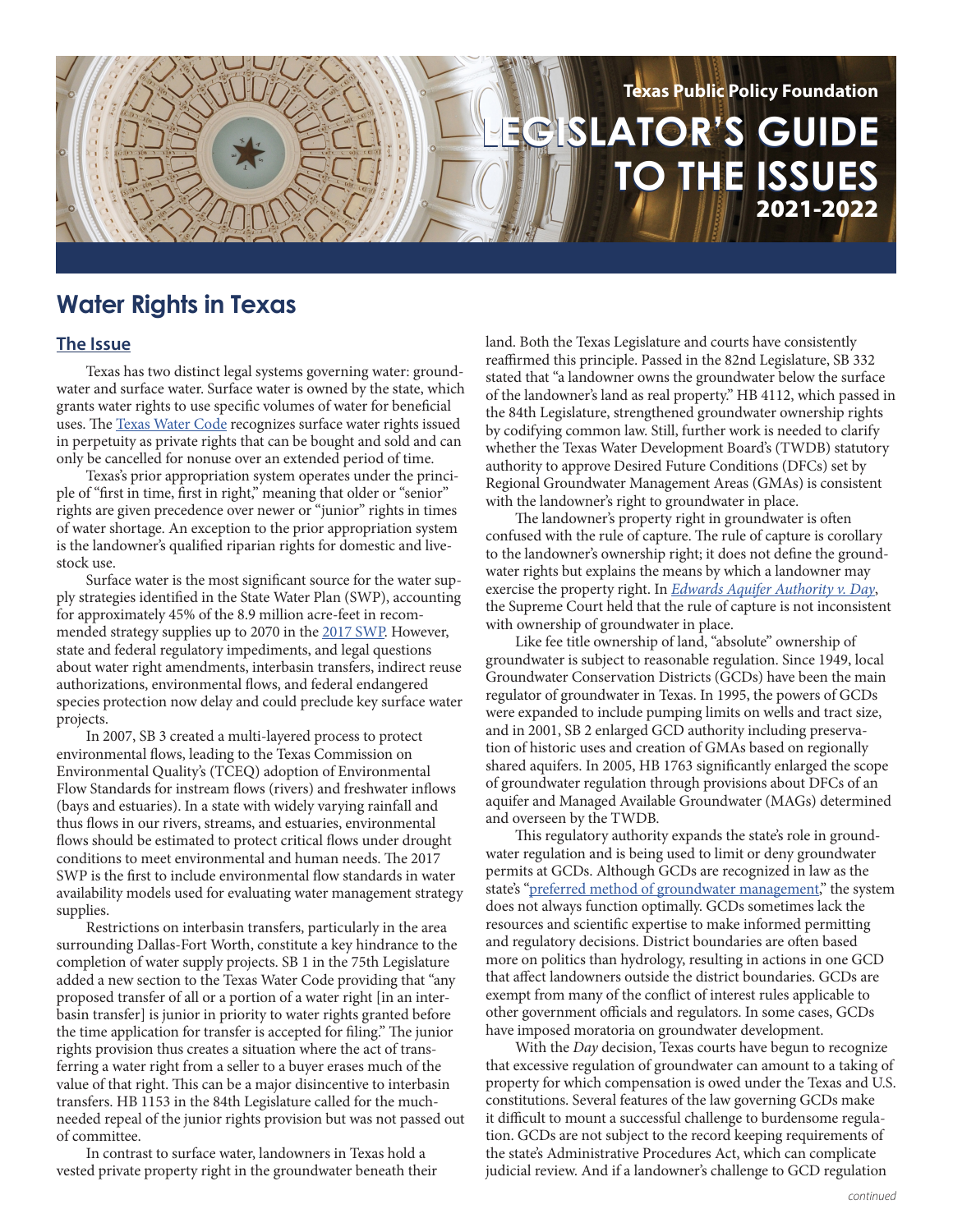Texas Public Policy Foundation

# LEGISLATOR'S GUIDE TO THE ISSUES 2021-2022

## Water Rights in Texas

### The Issue

Texas has two distinct legal systems governing water: groundwater and surface water. Surface water is owned by the state, which grants water rights to use specific volumes of water for beneficial uses. The Texas Water Code recognizes surface water rights issued in perpetuity as private rights that can be bought and sold and can only be cancelled for nonuse over an extended period of time.

Texas's prior appropriation system operates under the principle of "first in time, first in right," meaning that older or "senior" rights are given precedence over newer or "junior" rights in times of water shortage. An exception to the prior appropriation system is the landowner's qualified riparian rights for domestic and livestock use.

Surface water is the most significant source for the water supply strategies identified in the State Water Plan (SWP), accounting for approximately 45% of the 8.9 million acre-feet in recommended strategy supplies up to 2070 in the 2017 SWP. However, state and federal regulatory impediments, and legal questions about water right amendments, interbasin transfers, indirect reuse authorizations, environmental flows, and federal endangered species protection now delay and could preclude key surface water projects.

In 2007, SB 3 created a multi-layered process to protect environmental flows, leading to the Texas Commission on Environmental Quality's (TCEQ) adoption of Environmental Flow Standards for instream flows (rivers) and freshwater inflows (bays and estuaries). In a state with widely varying rainfall and thus flows in our rivers, streams, and estuaries, environmental flows should be estimated to protect critical flows under drought conditions to meet environmental and human needs. The 2017 SWP is the first to include environmental flow standards in water availability models used for evaluating water management strategy supplies.

Restrictions on interbasin transfers, particularly in the area surrounding Dallas-Fort Worth, constitute a key hindrance to the completion of water supply projects. SB 1 in the 75th Legislature added a new section to the Texas Water Code providing that "any proposed transfer of all or a portion of a water right [in an interbasin transfer] is junior in priority to water rights granted before the time application for transfer is accepted for filing." The junior rights provision thus creates a situation where the act of transferring a water right from a seller to a buyer erases much of the value of that right. This can be a major disincentive to interbasin transfers. HB 1153 in the 84th Legislature called for the much-needed repeal of the junior rights provision but was not passed out of committee.

In contrast to surface water, landowners in Texas hold a vested private property right in the groundwater beneath their land. Both the Texas Legislature and courts have consistently reaffirmed this principle. Passed in the 82nd Legislature, SB 332 stated that "a landowner owns the groundwater below the surface of the landowner's land as real property." HB 4112, which passed in the 84th Legislature, strengthened groundwater ownership rights by codifying common law. Still, further work is needed to clarify whether the Texas Water Development Board's (TWDB) statutory authority to approve Desired Future Conditions (DFCs) set by Regional Groundwater Management Areas (GMAs) is consistent with the landowner's right to groundwater in place.

The landowner's property right in groundwater is often confused with the rule of capture. The rule of capture is corollary to the landowner's ownership right; it does not define the groundwater rights but explains the means by which a landowner may exercise the property right. In *Edwards Aquifer Authority v. Day*, the Supreme Court held that the rule of capture is not inconsistent with ownership of groundwater in place.

Like fee title ownership of land, "absolute" ownership of groundwater is subject to reasonable regulation. Since 1949, local Groundwater Conservation Districts (GCDs) have been the main regulator of groundwater in Texas. In 1995, the powers of GCDs were expanded to include pumping limits on wells and tract size, and in 2001, SB 2 enlarged GCD authority including preservation of historic uses and creation of GMAs based on regionally shared aquifers. In 2005, HB 1763 significantly enlarged the scope of groundwater regulation through provisions about DFCs of an aquifer and Managed Available Groundwater (MAGs) determined and overseen by the TWDB.

This regulatory authority expands the state's role in groundwater regulation and is being used to limit or deny groundwater permits at GCDs. Although GCDs are recognized in law as the state's "preferred method of groundwater management," the system does not always function optimally. GCDs sometimes lack the resources and scientific expertise to make informed permitting and regulatory decisions. District boundaries are often based more on politics than hydrology, resulting in actions in one GCD that affect landowners outside the district boundaries. GCDs are exempt from many of the conflict of interest rules applicable to other government officials and regulators. In some cases, GCDs have imposed moratoria on groundwater development.

With the *Day* decision, Texas courts have begun to recognize that excessive regulation of groundwater can amount to a taking of property for which compensation is owed under the Texas and U.S. constitutions. Several features of the law governing GCDs make it difficult to mount a successful challenge to burdensome regulation. GCDs are not subject to the record keeping requirements of the state's Administrative Procedures Act, which can complicate judicial review. And if a landowner's challenge to GCD regulation

*continued*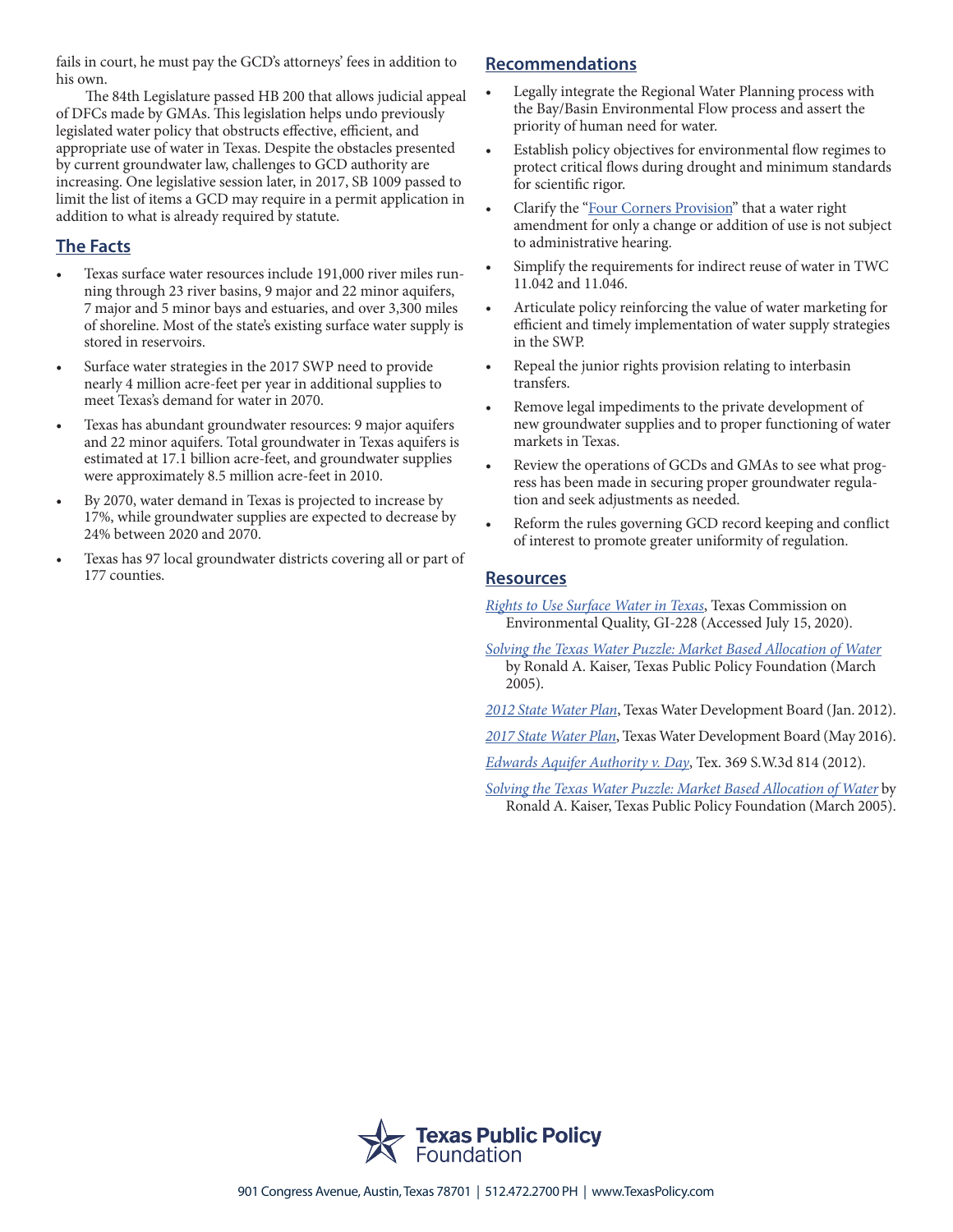fails in court, he must pay the GCD's attorneys' fees in addition to his own.

The 84th Legislature passed HB 200 that allows judicial appeal of DFCs made by GMAs. This legislation helps undo previously legislated water policy that obstructs effective, efficient, and appropriate use of water in Texas. Despite the obstacles presented by current groundwater law, challenges to GCD authority are increasing. One legislative session later, in 2017, SB 1009 passed to limit the list of items a GCD may require in a permit application in addition to what is already required by statute.

## The Facts

- Texas surface water resources include 191,000 river miles running through 23 river basins, 9 major and 22 minor aquifers, 7 major and 5 minor bays and estuaries, and over 3,300 miles of shoreline. Most of the state's existing surface water supply is stored in reservoirs.
- Surface water strategies in the 2017 SWP need to provide nearly 4 million acre-feet per year in additional supplies to meet Texas's demand for water in 2070.
- Texas has abundant groundwater resources: 9 major aquifers and 22 minor aquifers. Total groundwater in Texas aquifers is estimated at 17.1 billion acre-feet, and groundwater supplies were approximately 8.5 million acre-feet in 2010.
- By 2070, water demand in Texas is projected to increase by 17%, while groundwater supplies are expected to decrease by 24% between 2020 and 2070.
- Texas has 97 local groundwater districts covering all or part of 177 counties.

## Recommendations

- Legally integrate the Regional Water Planning process with the Bay/Basin Environmental Flow process and assert the priority of human need for water.
- Establish policy objectives for environmental flow regimes to protect critical flows during drought and minimum standards for scientific rigor.
- Clarify the "Four Corners Provision" that a water right amendment for only a change or addition of use is not subject to administrative hearing.
- Simplify the requirements for indirect reuse of water in TWC 11.042 and 11.046.
- Articulate policy reinforcing the value of water marketing for efficient and timely implementation of water supply strategies in the SWP.
- Repeal the junior rights provision relating to interbasin transfers.
- Remove legal impediments to the private development of new groundwater supplies and to proper functioning of water markets in Texas.
- Review the operations of GCDs and GMAs to see what progress has been made in securing proper groundwater regulation and seek adjustments as needed.
- Reform the rules governing GCD record keeping and conflict of interest to promote greater uniformity of regulation.

## Resources

*Rights to Use Surface Water in Texas*, Texas Commission on Environmental Quality, GI-228 (Accessed July 15, 2020).

*Solving the Texas Water Puzzle: Market Based Allocation of Water* by Ronald A. Kaiser, Texas Public Policy Foundation (March 2005).

*2012 State Water Plan*, Texas Water Development Board (Jan. 2012).

*2017 State Water Plan*, Texas Water Development Board (May 2016).

*Edwards Aquifer Authority v. Day*, Tex. 369 S.W.3d 814 (2012).

*Solving the Texas Water Puzzle: Market Based Allocation of Water* by Ronald A. Kaiser, Texas Public Policy Foundation (March 2005).

Texas Public Policy Foundation

901 Congress Avenue, Austin, Texas 78701 | 512.472.2700 PH | www.TexasPolicy.com